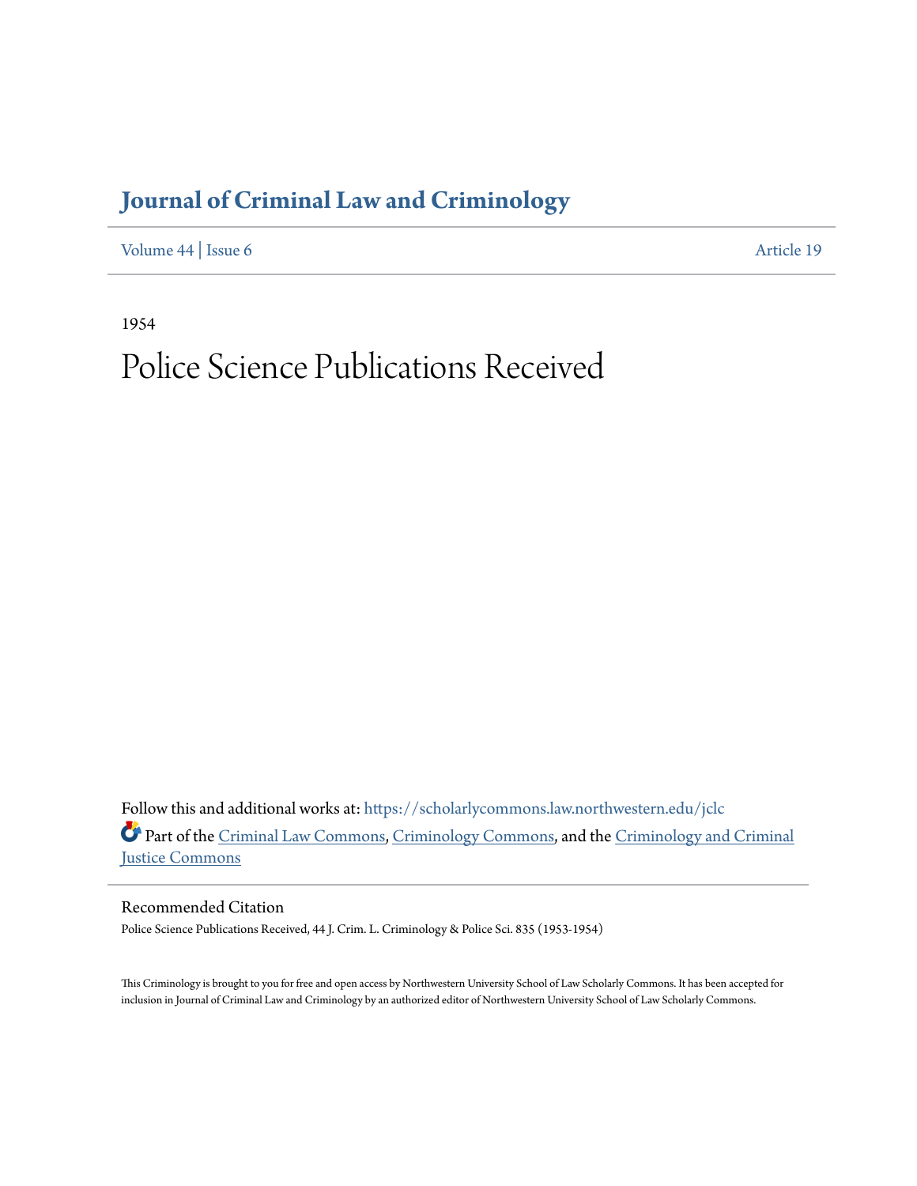# Journal of Criminal Law and Criminology

Volume 44 | Issue 6 Article 19

1954

# Police Science Publications Received

Follow this and additional works at: https://scholarlycommons.law.northwestern.edu/jclc

Part of the Criminal Law Commons, Criminology Commons, and the Criminology and Criminal Justice Commons

## Recommended Citation

Police Science Publications Received, 44 J. Crim. L. Criminology & Police Sci. 835 (1953-1954)

This Criminology is brought to you for free and open access by Northwestern University School of Law Scholarly Commons. It has been accepted for inclusion in Journal of Criminal Law and Criminology by an authorized editor of Northwestern University School of Law Scholarly Commons.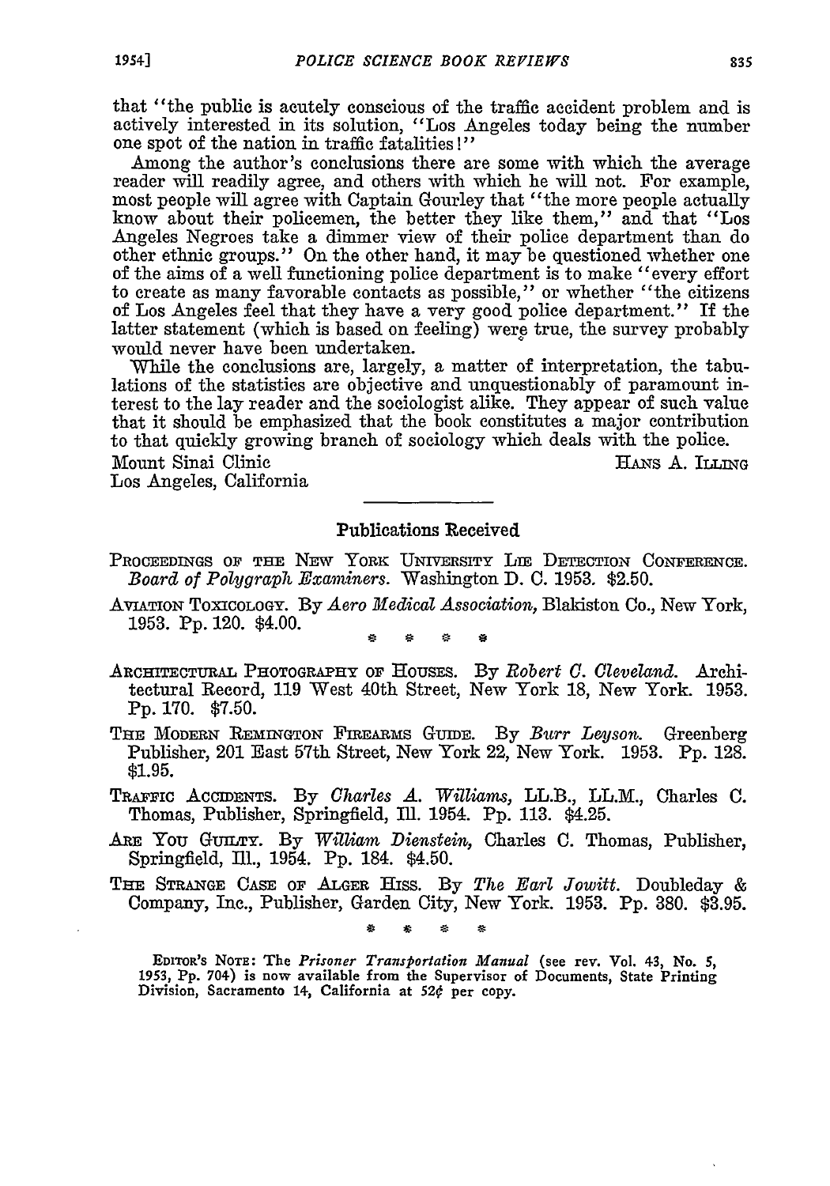that "the public is acutely conscious of the traffic accident problem and is actively interested in its solution, "Los Angeles today being the number one spot of the nation in traffic fatalities!"

Among the author's conclusions there are some with which the average reader will readily agree, and others with which he will not. For example, most people will agree with Captain Gourley that "the more people actually know about their policemen, the better they like them," and that "Los Angeles Negroes take a dimmer view of their police department than do other ethnic groups." On the other hand, it may be questioned whether one of the aims of a well functioning police department is to make "every effort to create as many favorable contacts as possible," or whether "the citizens of Los Angeles feel that they have a very good police department." If the latter statement (which is based on feeling) were true, the survey probably would never have been undertaken.

While the conclusions are, largely, a matter of interpretation, the tabulations of the statistics are objective and unquestionably of paramount interest to the lay reader and the sociologist alike. They appear of such value that it should be emphasized that the book constitutes a major contribution to that quickly growing branch of sociology which deals with the police.

Mount Sinai Clinic
Los Angeles, California

HANS A. ILLING

## Publications Received

PROCEEDINGS OF THE NEW YORK UNIVERSITY LIE DETECTION CONFERENCE. *Board of Polygraph Examiners.* Washington D. C. 1953. $2.50.

AVIATION TOXICOLOGY. By *Aero Medical Association,* Blakiston Co., New York, 1953. Pp. 120. $4.00.

\* \* \* \*

ARCHITECTURAL PHOTOGRAPHY OF HOUSES. By *Robert C. Cleveland.* Architectural Record, 119 West 40th Street, New York 18, New York. 1953. Pp. 170. $7.50.

THE MODERN REMINGTON FIREARMS GUIDE. By *Burr Leyson.* Greenberg Publisher, 201 East 57th Street, New York 22, New York. 1953. Pp. 128. $1.95.

TRAFFIC ACCIDENTS. By *Charles A. Williams,* LL.B., LL.M., Charles C. Thomas, Publisher, Springfield, Ill. 1954. Pp. 113. $4.25.

ARE YOU GUILTY. By *William Dienstein,* Charles C. Thomas, Publisher, Springfield, Ill., 1954. Pp. 184. $4.50.

THE STRANGE CASE OF ALGER HISS. By *The Earl Jowitt.* Doubleday & Company, Inc., Publisher, Garden City, New York. 1953. Pp. 380. $3.95.

\* \* \* \*

EDITOR'S NOTE: The *Prisoner Transportation Manual* (see rev. Vol. 43, No. 5, 1953, Pp. 704) is now available from the Supervisor of Documents, State Printing Division, Sacramento 14, California at 52¢ per copy.